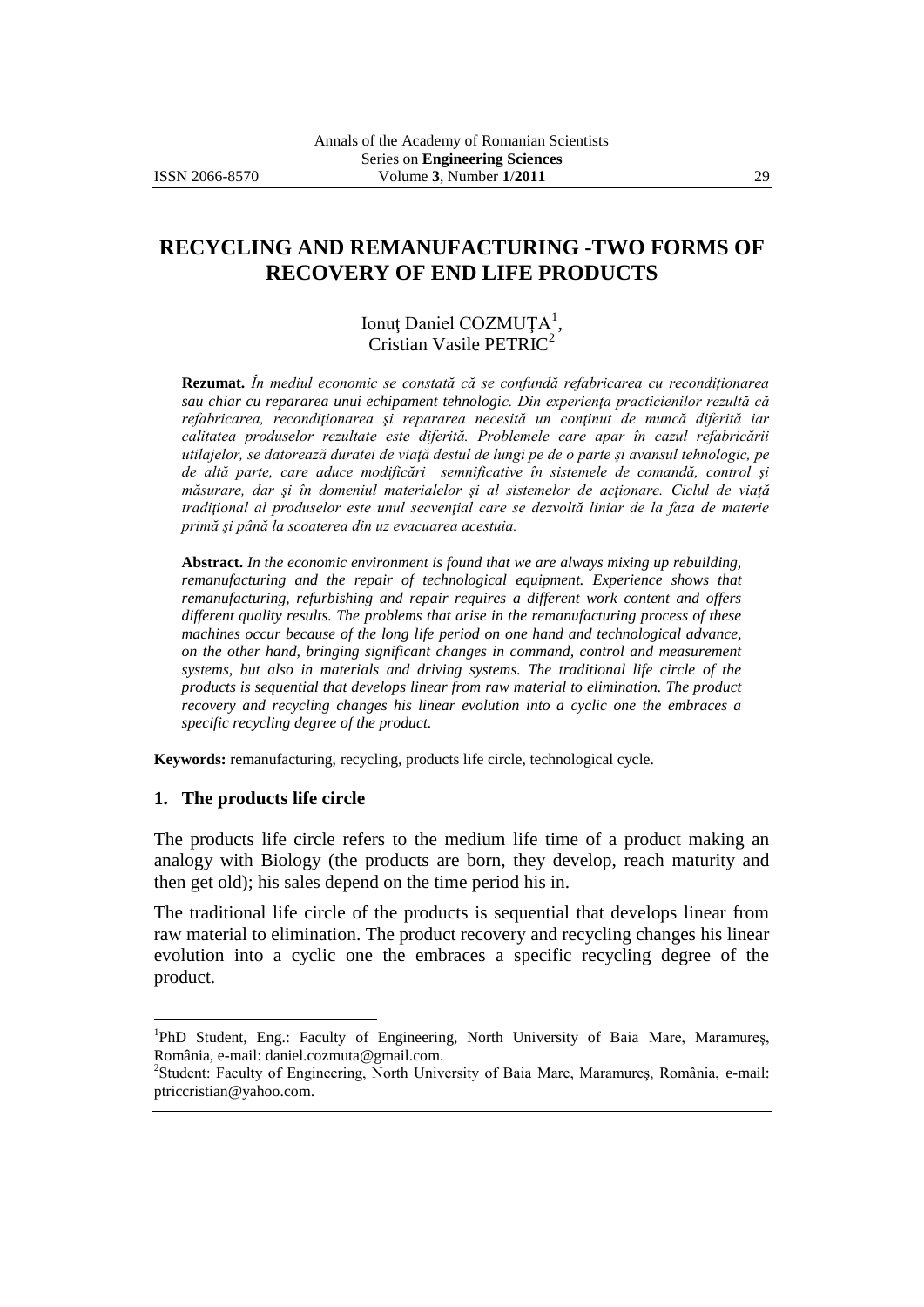# RECYCLING AND REMANUFACTURING -TWO FORMS OF RECOVERY OF END LIFE PRODUCTS

Ionuţ Daniel COZMUŢA[1], Cristian Vasile PETRIC[2]

**Rezumat.** *În mediul economic se constată că se confundă refabricarea cu recondiţionarea sau chiar cu repararea unui echipament tehnologic. Din experienţa practicienilor rezultă că refabricarea, recondiţionarea şi repararea necesită un conţinut de muncă diferită iar calitatea produselor rezultate este diferită. Problemele care apar în cazul refabricării utilajelor, se datorează duratei de viaţă destul de lungi pe de o parte şi avansul tehnologic, pe de altă parte, care aduce modificări semnificative în sistemele de comandă, control şi măsurare, dar şi în domeniul materialelor şi al sistemelor de acţionare. Ciclul de viaţă tradiţional al produselor este unul secvenţial care se dezvoltă liniar de la faza de materie primă şi până la scoaterea din uz evacuarea acestuia.*

**Abstract.** *In the economic environment is found that we are always mixing up rebuilding, remanufacturing and the repair of technological equipment. Experience shows that remanufacturing, refurbishing and repair requires a different work content and offers different quality results. The problems that arise in the remanufacturing process of these machines occur because of the long life period on one hand and technological advance, on the other hand, bringing significant changes in command, control and measurement systems, but also in materials and driving systems. The traditional life circle of the products is sequential that develops linear from raw material to elimination. The product recovery and recycling changes his linear evolution into a cyclic one the embraces a specific recycling degree of the product.*

**Keywords:** remanufacturing, recycling, products life circle, technological cycle.

## 1. The products life circle

The products life circle refers to the medium life time of a product making an analogy with Biology (the products are born, they develop, reach maturity and then get old); his sales depend on the time period his in.

The traditional life circle of the products is sequential that develops linear from raw material to elimination. The product recovery and recycling changes his linear evolution into a cyclic one the embraces a specific recycling degree of the product.

---

[1]PhD Student, Eng.: Faculty of Engineering, North University of Baia Mare, Maramureş, România, e-mail: daniel.cozmuta@gmail.com.

[2]Student: Faculty of Engineering, North University of Baia Mare, Maramureş, România, e-mail: ptriccristian@yahoo.com.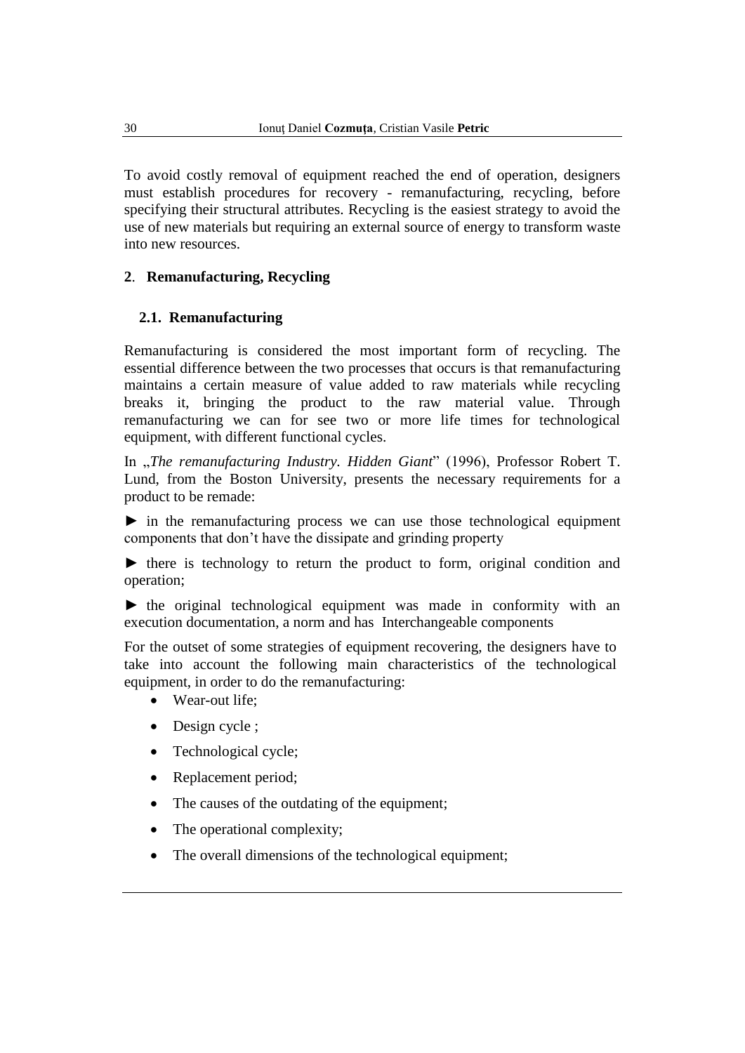To avoid costly removal of equipment reached the end of operation, designers must establish procedures for recovery - remanufacturing, recycling, before specifying their structural attributes. Recycling is the easiest strategy to avoid the use of new materials but requiring an external source of energy to transform waste into new resources.

## 2. Remanufacturing, Recycling

### 2.1. Remanufacturing

Remanufacturing is considered the most important form of recycling. The essential difference between the two processes that occurs is that remanufacturing maintains a certain measure of value added to raw materials while recycling breaks it, bringing the product to the raw material value. Through remanufacturing we can for see two or more life times for technological equipment, with different functional cycles.

In „*The remanufacturing Industry. Hidden Giant*” (1996), Professor Robert T. Lund, from the Boston University, presents the necessary requirements for a product to be remade:

► in the remanufacturing process we can use those technological equipment components that don't have the dissipate and grinding property

► there is technology to return the product to form, original condition and operation;

► the original technological equipment was made in conformity with an execution documentation, a norm and has Interchangeable components

For the outset of some strategies of equipment recovering, the designers have to take into account the following main characteristics of the technological equipment, in order to do the remanufacturing:

- Wear-out life;
- Design cycle ;
- Technological cycle;
- Replacement period;
- The causes of the outdating of the equipment;
- The operational complexity;
- The overall dimensions of the technological equipment;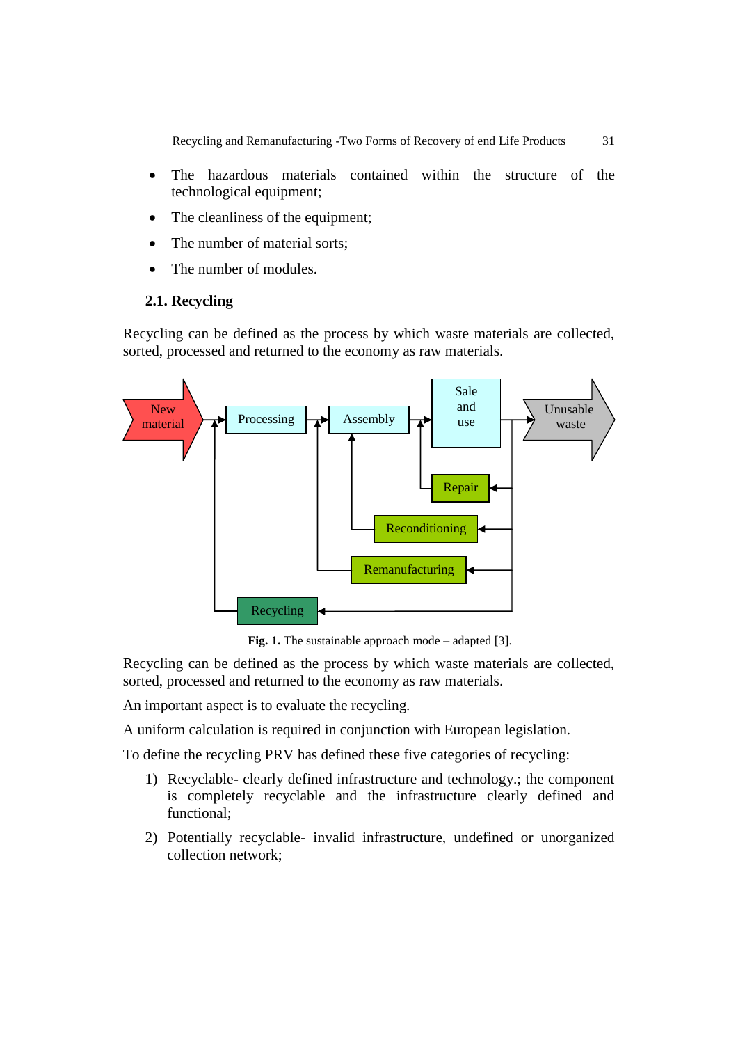- The hazardous materials contained within the structure of the technological equipment;
- The cleanliness of the equipment;
- The number of material sorts;
- The number of modules.

### 2.1. Recycling

Recycling can be defined as the process by which waste materials are collected, sorted, processed and returned to the economy as raw materials.

**Fig. 1.** The sustainable approach mode – adapted [3].

Recycling can be defined as the process by which waste materials are collected, sorted, processed and returned to the economy as raw materials.

An important aspect is to evaluate the recycling.

A uniform calculation is required in conjunction with European legislation.

To define the recycling PRV has defined these five categories of recycling:

1) Recyclable- clearly defined infrastructure and technology.; the component is completely recyclable and the infrastructure clearly defined and functional;
2) Potentially recyclable- invalid infrastructure, undefined or unorganized collection network;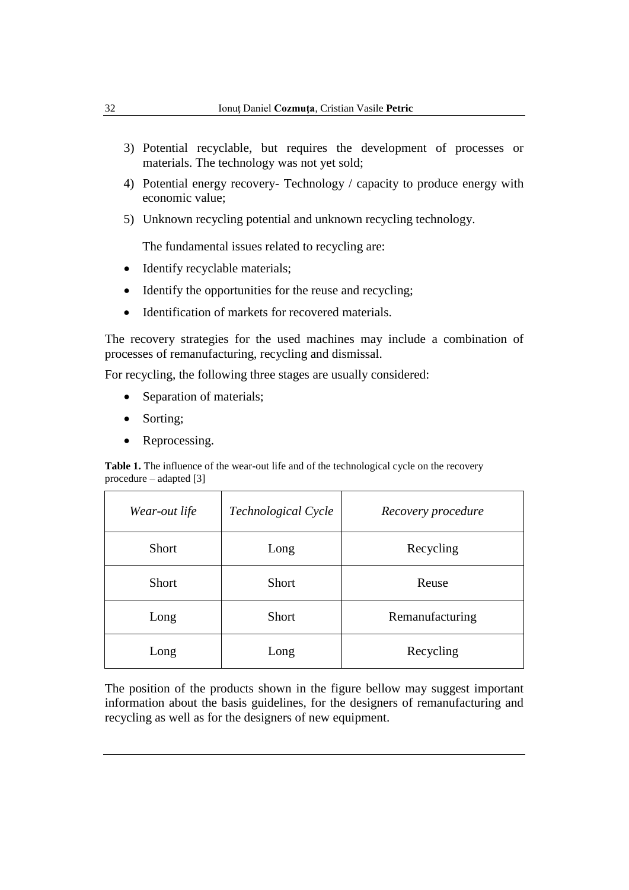3) Potential recyclable, but requires the development of processes or materials. The technology was not yet sold;
4) Potential energy recovery- Technology / capacity to produce energy with economic value;
5) Unknown recycling potential and unknown recycling technology.

The fundamental issues related to recycling are:

- Identify recyclable materials;
- Identify the opportunities for the reuse and recycling;
- Identification of markets for recovered materials.

The recovery strategies for the used machines may include a combination of processes of remanufacturing, recycling and dismissal.

For recycling, the following three stages are usually considered:

- Separation of materials;
- Sorting;
- Reprocessing.

**Table 1.** The influence of the wear-out life and of the technological cycle on the recovery procedure – adapted [3]

| *Wear-out life* | *Technological Cycle* | *Recovery procedure* |
|---|---|---|
| Short | Long | Recycling |
| Short | Short | Reuse |
| Long | Short | Remanufacturing |
| Long | Long | Recycling |

The position of the products shown in the figure bellow may suggest important information about the basis guidelines, for the designers of remanufacturing and recycling as well as for the designers of new equipment.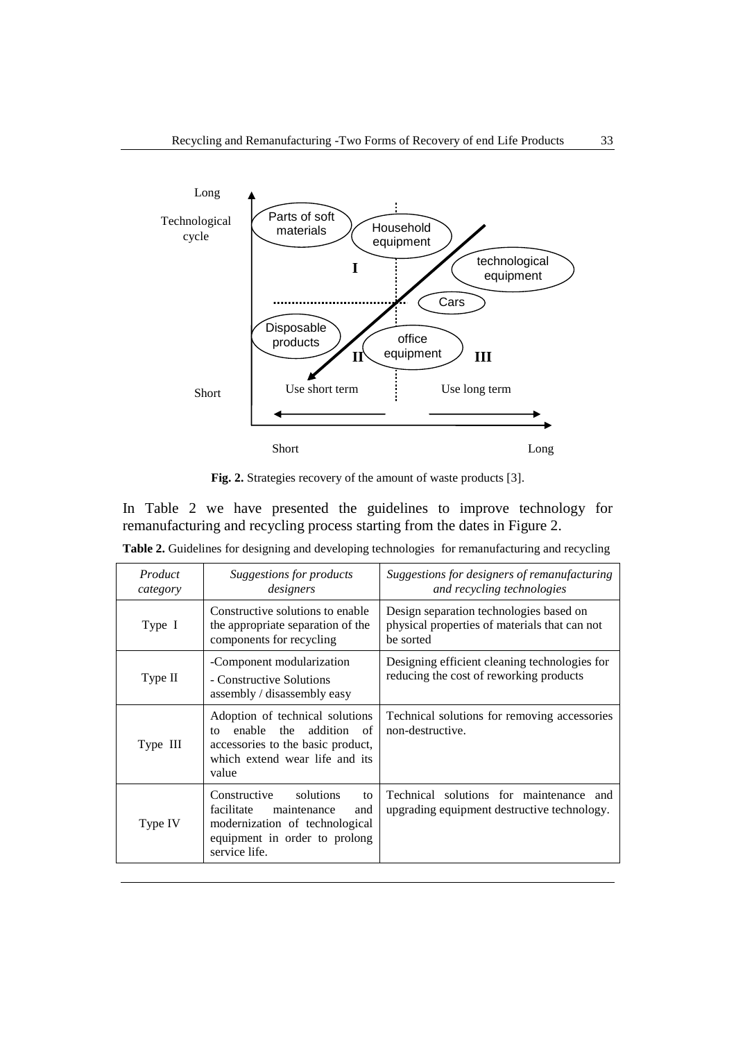Fig. 2. Strategies recovery of the amount of waste products [3].

In Table 2 we have presented the guidelines to improve technology for remanufacturing and recycling process starting from the dates in Figure 2.

**Table 2.** Guidelines for designing and developing technologies for remanufacturing and recycling

| *Product category* | *Suggestions for products designers* | *Suggestions for designers of remanufacturing and recycling technologies* |
|---|---|---|
| Type I | Constructive solutions to enable the appropriate separation of the components for recycling | Design separation technologies based on physical properties of materials that can not be sorted |
| Type II | -Component modularization<br>- Constructive Solutions assembly / disassembly easy | Designing efficient cleaning technologies for reducing the cost of reworking products |
| Type III | Adoption of technical solutions to enable the addition of accessories to the basic product, which extend wear life and its value | Technical solutions for removing accessories non-destructive. |
| Type IV | Constructive solutions to facilitate maintenance and modernization of technological equipment in order to prolong service life. | Technical solutions for maintenance and upgrading equipment destructive technology. |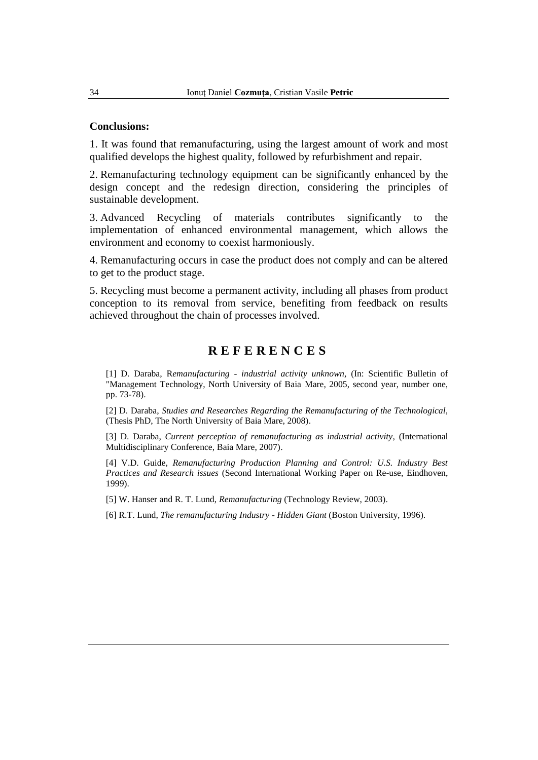**Conclusions:**

1. It was found that remanufacturing, using the largest amount of work and most qualified develops the highest quality, followed by refurbishment and repair.

2. Remanufacturing technology equipment can be significantly enhanced by the design concept and the redesign direction, considering the principles of sustainable development.

3. Advanced Recycling of materials contributes significantly to the implementation of enhanced environmental management, which allows the environment and economy to coexist harmoniously.

4. Remanufacturing occurs in case the product does not comply and can be altered to get to the product stage.

5. Recycling must become a permanent activity, including all phases from product conception to its removal from service, benefiting from feedback on results achieved throughout the chain of processes involved.

## R E F E R E N C E S

[1] D. Daraba, R*emanufacturing - industrial activity unknown*, (In: Scientific Bulletin of "Management Technology, North University of Baia Mare, 2005, second year, number one, pp. 73-78).

[2] D. Daraba, *Studies and Researches Regarding the Remanufacturing of the Technological*, (Thesis PhD, The North University of Baia Mare, 2008).

[3] D. Daraba, *Current perception of remanufacturing as industrial activity*, (International Multidisciplinary Conference, Baia Mare, 2007).

[4] V.D. Guide, *Remanufacturing Production Planning and Control: U.S. Industry Best Practices and Research issues* (Second International Working Paper on Re-use, Eindhoven, 1999).

[5] W. Hanser and R. T. Lund, *Remanufacturing* (Technology Review, 2003).

[6] R.T. Lund, *The remanufacturing Industry - Hidden Giant* (Boston University, 1996).